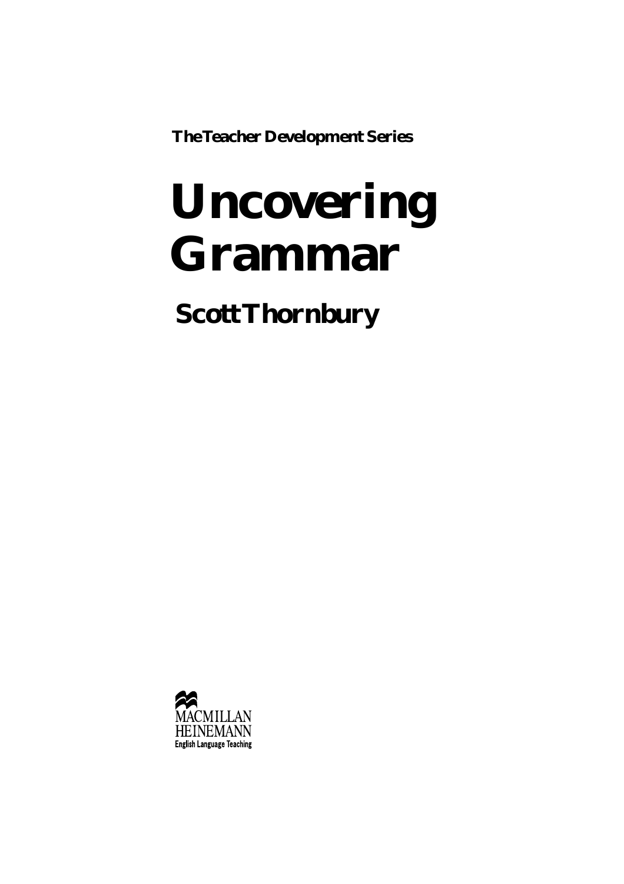**The Teacher Development Series**

# Uncovering Grammar

## Scott Thornbury

MACMILLAN
HEINEMANN
English Language Teaching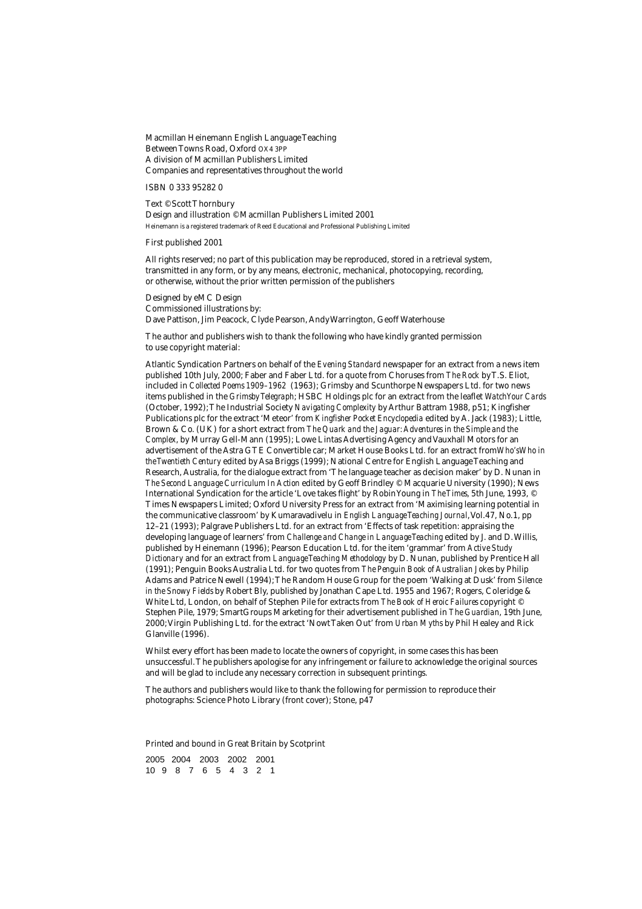Macmillan Heinemann English Language Teaching
Between Towns Road, Oxford OX4 3PP
A division of Macmillan Publishers Limited
Companies and representatives throughout the world

ISBN 0 333 95282 0

Text © Scott Thornbury
Design and illustration © Macmillan Publishers Limited 2001
Heinemann is a registered trademark of Reed Educational and Professional Publishing Limited

First published 2001

All rights reserved; no part of this publication may be reproduced, stored in a retrieval system, transmitted in any form, or by any means, electronic, mechanical, photocopying, recording, or otherwise, without the prior written permission of the publishers

Designed by eMC Design
Commissioned illustrations by:
Dave Pattison, Jim Peacock, Clyde Pearson, Andy Warrington, Geoff Waterhouse

The author and publishers wish to thank the following who have kindly granted permission to use copyright material:

Atlantic Syndication Partners on behalf of the *Evening Standard* newspaper for an extract from a news item published 10th July, 2000; Faber and Faber Ltd. for a quote from Choruses from *The Rock* by T.S. Eliot, included in *Collected Poems 1909–1962* (1963); Grimsby and Scunthorpe Newspapers Ltd. for two news items published in the *Grimsby Telegraph*; HSBC Holdings plc for an extract from the leaflet *Watch Your Cards* (October, 1992); The Industrial Society *Navigating Complexity* by Arthur Battram 1988, p51; Kingfisher Publications plc for the extract 'Meteor' from *Kingfisher Pocket Encyclopedia* edited by A. Jack (1983); Little, Brown & Co. (UK) for a short extract from *The Quark and the Jaguar: Adventures in the Simple and the Complex*, by Murray Gell-Mann (1995); Lowe Lintas Advertising Agency and Vauxhall Motors for an advertisement of the Astra GTE Convertible car; Market House Books Ltd. for an extract from *Who's Who in the Twentieth Century* edited by Asa Briggs (1999); National Centre for English Language Teaching and Research, Australia, for the dialogue extract from 'The language teacher as decision maker' by D. Nunan in *The Second Language Curriculum In Action* edited by Geoff Brindley © Macquarie University (1990); News International Syndication for the article 'Love takes flight' by Robin Young in *The Times*, 5th June, 1993, © Times Newspapers Limited; Oxford University Press for an extract from 'Maximising learning potential in the communicative classroom' by Kumaravadivelu in *English Language Teaching Journal*, Vol.47, No.1, pp 12–21 (1993); Palgrave Publishers Ltd. for an extract from 'Effects of task repetition: appraising the developing language of learners' from *Challenge and Change in Language Teaching* edited by J. and D. Willis, published by Heinemann (1996); Pearson Education Ltd. for the item 'grammar' from *Active Study Dictionary* and for an extract from *Language Teaching Methodology* by D. Nunan, published by Prentice Hall (1991); Penguin Books Australia Ltd. for two quotes from *The Penguin Book of Australian Jokes* by Philip Adams and Patrice Newell (1994); The Random House Group for the poem 'Walking at Dusk' from *Silence in the Snowy Fields* by Robert Bly, published by Jonathan Cape Ltd. 1955 and 1967; Rogers, Coleridge & White Ltd, London, on behalf of Stephen Pile for extracts from *The Book of Heroic Failures* copyright © Stephen Pile, 1979; SmartGroups Marketing for their advertisement published in *The Guardian*, 19th June, 2000; Virgin Publishing Ltd. for the extract 'Nowt Taken Out' from *Urban Myths* by Phil Healey and Rick Glanville (1996).

Whilst every effort has been made to locate the owners of copyright, in some cases this has been unsuccessful. The publishers apologise for any infringement or failure to acknowledge the original sources and will be glad to include any necessary correction in subsequent printings.

The authors and publishers would like to thank the following for permission to reproduce their photographs: Science Photo Library (front cover); Stone, p47

Printed and bound in Great Britain by Scotprint

2005 2004 2003 2002 2001
10 9 8 7 6 5 4 3 2 1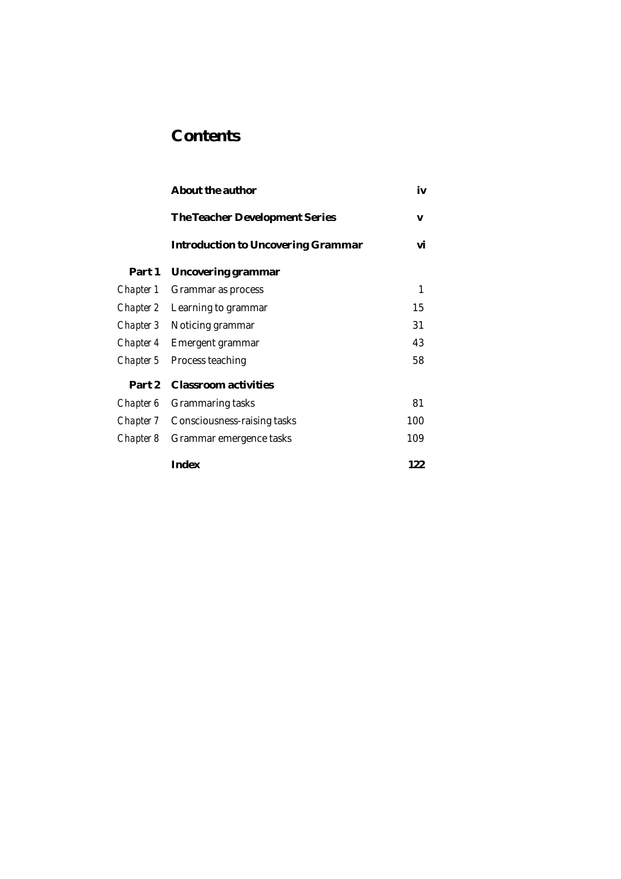# Contents

| | | |
|---|---|---|
| | **About the author** | **iv** |
| | **The Teacher Development Series** | **v** |
| | **Introduction to Uncovering Grammar** | **vi** |
| **Part 1** | **Uncovering grammar** | |
| *Chapter 1* | Grammar as process | 1 |
| *Chapter 2* | Learning to grammar | 15 |
| *Chapter 3* | Noticing grammar | 31 |
| *Chapter 4* | Emergent grammar | 43 |
| *Chapter 5* | Process teaching | 58 |
| **Part 2** | **Classroom activities** | |
| *Chapter 6* | Grammaring tasks | 81 |
| *Chapter 7* | Consciousness-raising tasks | 100 |
| *Chapter 8* | Grammar emergence tasks | 109 |
| | **Index** | **122** |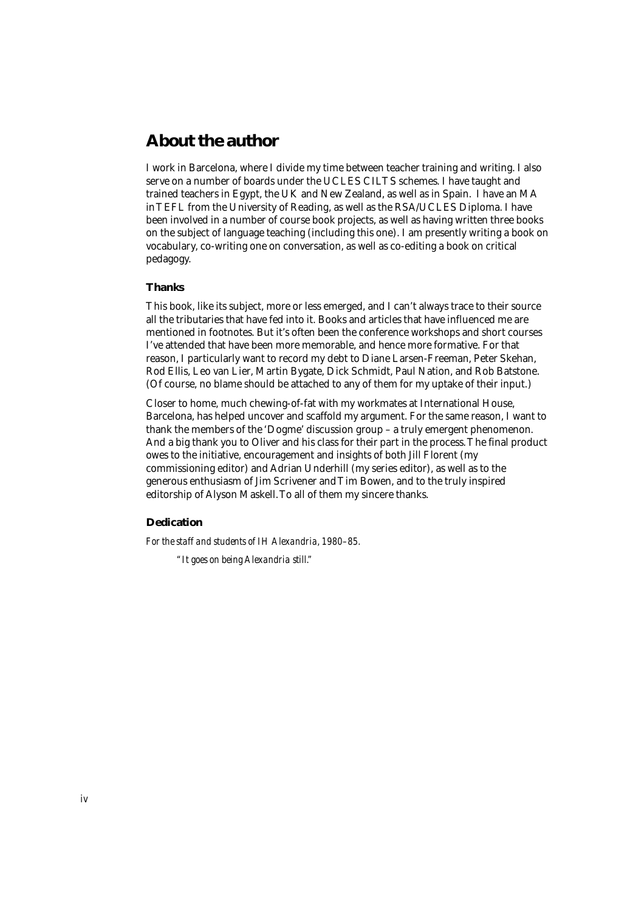## About the author

I work in Barcelona, where I divide my time between teacher training and writing. I also serve on a number of boards under the UCLES CILTS schemes. I have taught and trained teachers in Egypt, the UK and New Zealand, as well as in Spain. I have an MA in TEFL from the University of Reading, as well as the RSA/UCLES Diploma. I have been involved in a number of course book projects, as well as having written three books on the subject of language teaching (including this one). I am presently writing a book on vocabulary, co-writing one on conversation, as well as co-editing a book on critical pedagogy.

### Thanks

This book, like its subject, more or less emerged, and I can't always trace to their source all the tributaries that have fed into it. Books and articles that have influenced me are mentioned in footnotes. But it's often been the conference workshops and short courses I've attended that have been more memorable, and hence more formative. For that reason, I particularly want to record my debt to Diane Larsen-Freeman, Peter Skehan, Rod Ellis, Leo van Lier, Martin Bygate, Dick Schmidt, Paul Nation, and Rob Batstone. (Of course, no blame should be attached to any of them for my uptake of their input.)

Closer to home, much chewing-of-fat with my workmates at International House, Barcelona, has helped uncover and scaffold my argument. For the same reason, I want to thank the members of the 'Dogme' discussion group – a truly emergent phenomenon. And a big thank you to Oliver and his class for their part in the process. The final product owes to the initiative, encouragement and insights of both Jill Florent (my commissioning editor) and Adrian Underhill (my series editor), as well as to the generous enthusiasm of Jim Scrivener and Tim Bowen, and to the truly inspired editorship of Alyson Maskell. To all of them my sincere thanks.

### Dedication

*For the staff and students of IH Alexandria, 1980–85.*

*"It goes on being Alexandria still."*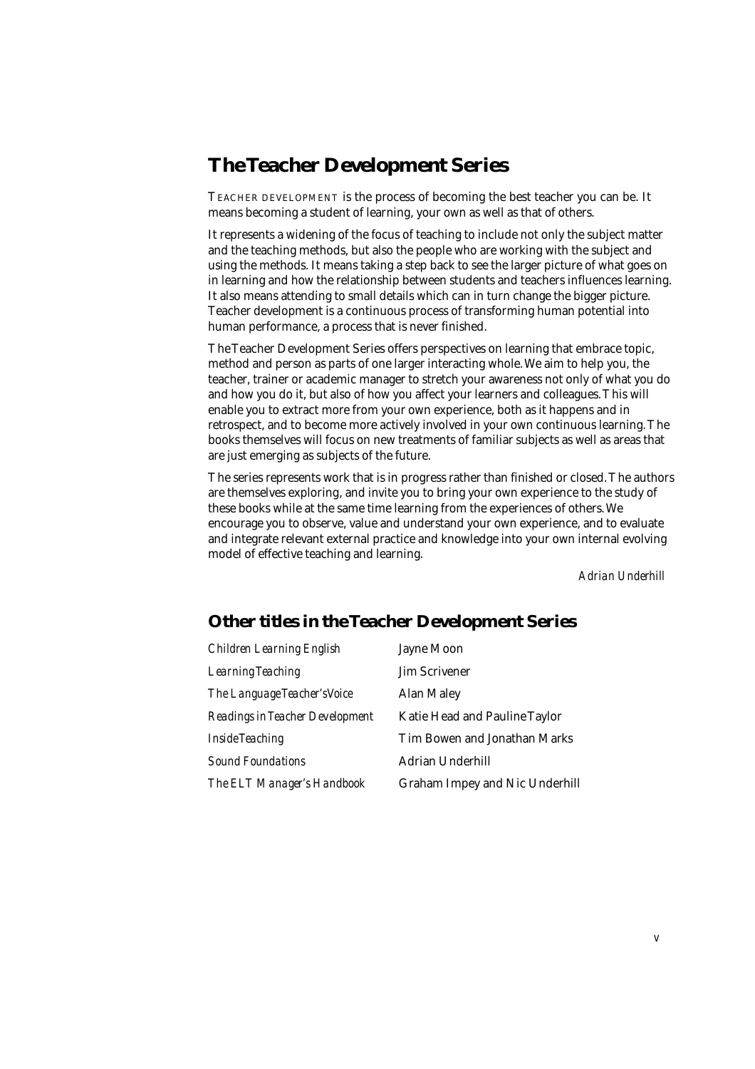# The Teacher Development Series

TEACHER DEVELOPMENT is the process of becoming the best teacher you can be. It means becoming a student of learning, your own as well as that of others.

It represents a widening of the focus of teaching to include not only the subject matter and the teaching methods, but also the people who are working with the subject and using the methods. It means taking a step back to see the larger picture of what goes on in learning and how the relationship between students and teachers influences learning. It also means attending to small details which can in turn change the bigger picture. Teacher development is a continuous process of transforming human potential into human performance, a process that is never finished.

The Teacher Development Series offers perspectives on learning that embrace topic, method and person as parts of one larger interacting whole. We aim to help you, the teacher, trainer or academic manager to stretch your awareness not only of what you do and how you do it, but also of how you affect your learners and colleagues. This will enable you to extract more from your own experience, both as it happens and in retrospect, and to become more actively involved in your own continuous learning. The books themselves will focus on new treatments of familiar subjects as well as areas that are just emerging as subjects of the future.

The series represents work that is in progress rather than finished or closed. The authors are themselves exploring, and invite you to bring your own experience to the study of these books while at the same time learning from the experiences of others. We encourage you to observe, value and understand your own experience, and to evaluate and integrate relevant external practice and knowledge into your own internal evolving model of effective teaching and learning.

*Adrian Underhill*

## Other titles in the Teacher Development Series

| | |
|---|---|
| *Children Learning English* | Jayne Moon |
| *Learning Teaching* | Jim Scrivener |
| *The Language Teacher's Voice* | Alan Maley |
| *Readings in Teacher Development* | Katie Head and Pauline Taylor |
| *Inside Teaching* | Tim Bowen and Jonathan Marks |
| *Sound Foundations* | Adrian Underhill |
| *The ELT Manager's Handbook* | Graham Impey and Nic Underhill |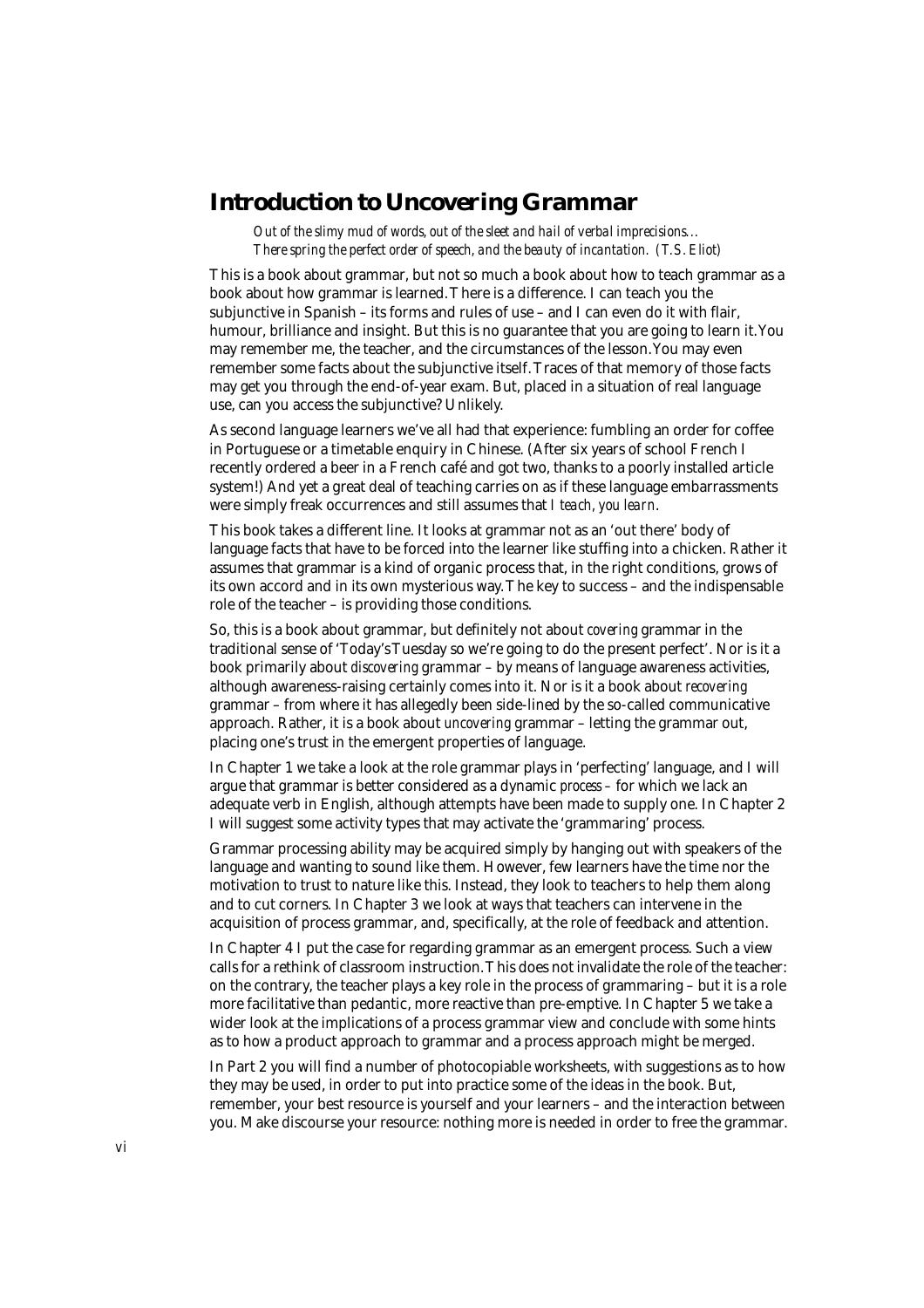# Introduction to Uncovering Grammar

*Out of the slimy mud of words, out of the sleet and hail of verbal imprecisions...*
*There spring the perfect order of speech, and the beauty of incantation. (T.S. Eliot)*

This is a book about grammar, but not so much a book about how to teach grammar as a book about how grammar is learned. There is a difference. I can teach you the subjunctive in Spanish – its forms and rules of use – and I can even do it with flair, humour, brilliance and insight. But this is no guarantee that you are going to learn it. You may remember me, the teacher, and the circumstances of the lesson. You may even remember some facts about the subjunctive itself. Traces of that memory of those facts may get you through the end-of-year exam. But, placed in a situation of real language use, can you access the subjunctive? Unlikely.

As second language learners we've all had that experience: fumbling an order for coffee in Portuguese or a timetable enquiry in Chinese. (After six years of school French I recently ordered a beer in a French café and got two, thanks to a poorly installed article system!) And yet a great deal of teaching carries on as if these language embarrassments were simply freak occurrences and still assumes that *I teach, you learn*.

This book takes a different line. It looks at grammar not as an 'out there' body of language facts that have to be forced into the learner like stuffing into a chicken. Rather it assumes that grammar is a kind of organic process that, in the right conditions, grows of its own accord and in its own mysterious way. The key to success – and the indispensable role of the teacher – is providing those conditions.

So, this is a book about grammar, but definitely not about *covering* grammar in the traditional sense of 'Today's Tuesday so we're going to do the present perfect'. Nor is it a book primarily about *discovering* grammar – by means of language awareness activities, although awareness-raising certainly comes into it. Nor is it a book about *recovering* grammar – from where it has allegedly been side-lined by the so-called communicative approach. Rather, it is a book about *uncovering* grammar – letting the grammar out, placing one's trust in the emergent properties of language.

In Chapter 1 we take a look at the role grammar plays in 'perfecting' language, and I will argue that grammar is better considered as a dynamic *process* – for which we lack an adequate verb in English, although attempts have been made to supply one. In Chapter 2 I will suggest some activity types that may activate the 'grammaring' process.

Grammar processing ability may be acquired simply by hanging out with speakers of the language and wanting to sound like them. However, few learners have the time nor the motivation to trust to nature like this. Instead, they look to teachers to help them along and to cut corners. In Chapter 3 we look at ways that teachers can intervene in the acquisition of process grammar, and, specifically, at the role of feedback and attention.

In Chapter 4 I put the case for regarding grammar as an emergent process. Such a view calls for a rethink of classroom instruction. This does not invalidate the role of the teacher: on the contrary, the teacher plays a key role in the process of grammaring – but it is a role more facilitative than pedantic, more reactive than pre-emptive. In Chapter 5 we take a wider look at the implications of a process grammar view and conclude with some hints as to how a product approach to grammar and a process approach might be merged.

In Part 2 you will find a number of photocopiable worksheets, with suggestions as to how they may be used, in order to put into practice some of the ideas in the book. But, remember, your best resource is yourself and your learners – and the interaction between you. Make discourse your resource: nothing more is needed in order to free the grammar.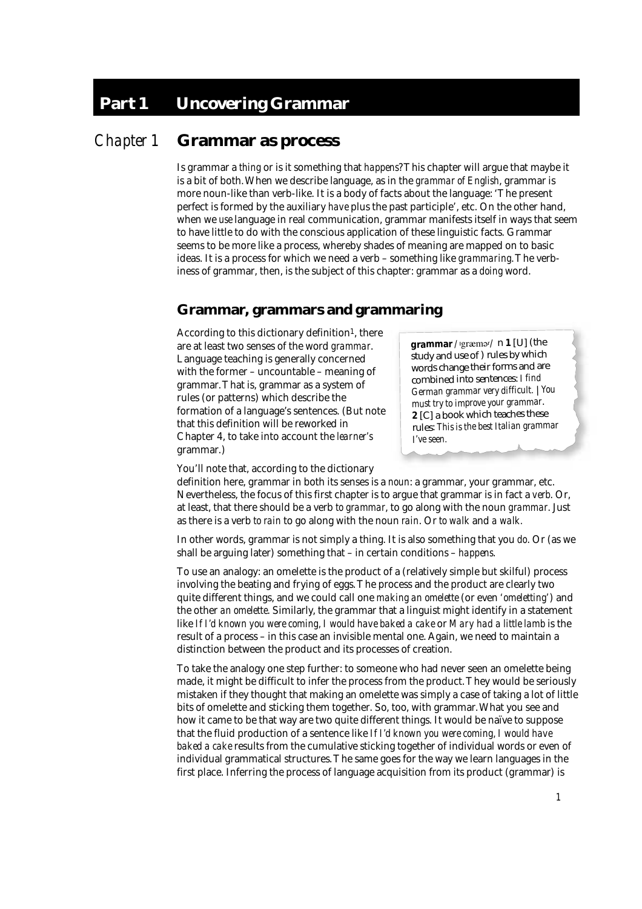# Part 1 Uncovering Grammar

## Chapter 1 Grammar as process

Is grammar a *thing* or is it something that *happens*? This chapter will argue that maybe it is a bit of both. When we describe language, as in the *grammar of English*, grammar is more noun-like than verb-like. It is a body of facts about the language: 'The present perfect is formed by the auxiliary *have* plus the past participle', etc. On the other hand, when we *use* language in real communication, grammar manifests itself in ways that seem to have little to do with the conscious application of these linguistic facts. Grammar seems to be more like a process, whereby shades of meaning are mapped on to basic ideas. It is a process for which we need a verb – something like *grammaring*. The verb-iness of grammar, then, is the subject of this chapter: grammar as a *doing* word.

### Grammar, grammars and grammaring

According to this dictionary definition[1], there are at least two senses of the word *grammar*. Language teaching is generally concerned with the former – uncountable – meaning of grammar. That is, grammar as a system of rules (or patterns) which describe the formation of a language's sentences. (But note that this definition will be reworked in Chapter 4, to take into account the *learner's* grammar.)

> **grammar** /ˈɡræməʳ/ *n* **1** [U] (the study and use of ) rules by which words change their forms and are combined into sentences: *I find German grammar very difficult.* | *You must try to improve your grammar*. **2** [C] a book which teaches these rules: *This is the best Italian grammar I've seen.*

You'll note that, according to the dictionary definition here, grammar in both its senses is a *noun*: a grammar, your grammar, etc. Nevertheless, the focus of this first chapter is to argue that grammar is in fact a *verb*. Or, at least, that there should be a verb *to grammar*, to go along with the noun *grammar*. Just as there is a verb *to rain* to go along with the noun *rain*. Or *to walk* and *a walk*.

In other words, grammar is not simply a thing. It is also something that you *do*. Or (as we shall be arguing later) something that – in certain conditions – *happens*.

To use an analogy: an omelette is the product of a (relatively simple but skilful) process involving the beating and frying of eggs. The process and the product are clearly two quite different things, and we could call one *making an omelette* (or even *'omeletting'*) and the other *an omelette*. Similarly, the grammar that a linguist might identify in a statement like *If I'd known you were coming, I would have baked a cake* or *Mary had a little lamb* is the result of a process – in this case an invisible mental one. Again, we need to maintain a distinction between the product and its processes of creation.

To take the analogy one step further: to someone who had never seen an omelette being made, it might be difficult to infer the process from the product. They would be seriously mistaken if they thought that making an omelette was simply a case of taking a lot of little bits of omelette and sticking them together. So, too, with grammar. What you see and how it came to be that way are two quite different things. It would be naïve to suppose that the fluid production of a sentence like *If I'd known you were coming, I would have baked a cake* results from the cumulative sticking together of individual words or even of individual grammatical structures. The same goes for the way we learn languages in the first place. Inferring the process of language acquisition from its product (grammar) is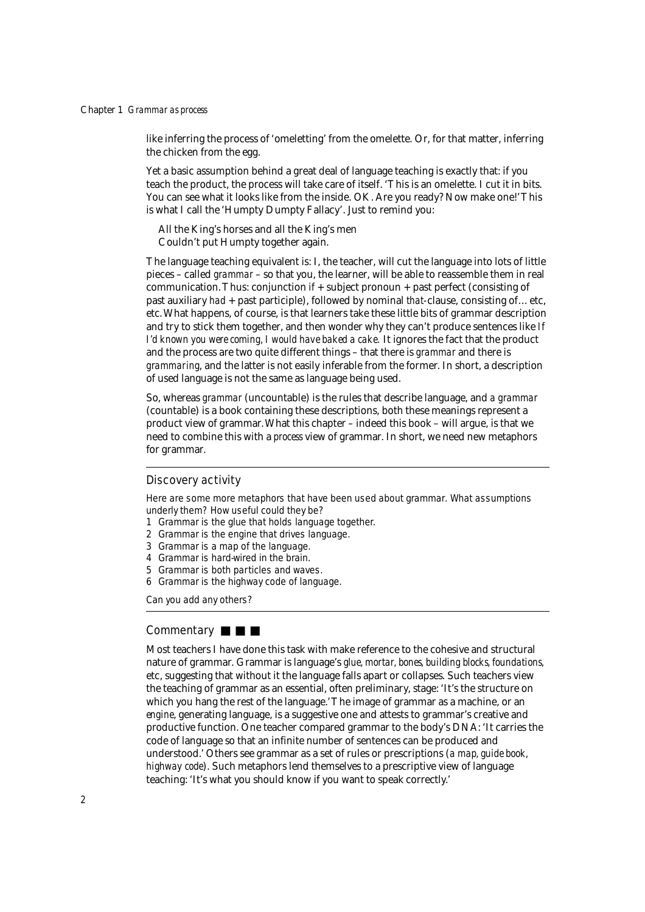like inferring the process of 'omeletting' from the omelette. Or, for that matter, inferring the chicken from the egg.

Yet a basic assumption behind a great deal of language teaching is exactly that: if you teach the product, the process will take care of itself. 'This is an omelette. I cut it in bits. You can see what it looks like from the inside. OK. Are you ready? Now make one!' This is what I call the 'Humpty Dumpty Fallacy'. Just to remind you:

> All the King's horses and all the King's men
> Couldn't put Humpty together again.

The language teaching equivalent is: I, the teacher, will cut the language into lots of little pieces – called *grammar* – so that you, the learner, will be able to reassemble them in real communication. Thus: conjunction *if* + subject pronoun + past perfect (consisting of past auxiliary *had* + past participle), followed by nominal *that*-clause, consisting of… etc, etc. What happens, of course, is that learners take these little bits of grammar description and try to stick them together, and then wonder why they can't produce sentences like *If I'd known you were coming, I would have baked a cake.* It ignores the fact that the product and the process are two quite different things – that there is *grammar* and there is *grammaring*, and the latter is not easily inferable from the former. In short, a description of used language is not the same as language being used.

So, whereas *grammar* (uncountable) is the rules that describe language, and *a grammar* (countable) is a book containing these descriptions, both these meanings represent a product view of grammar. What this chapter – indeed this book – will argue, is that we need to combine this with a *process* view of grammar. In short, we need new metaphors for grammar.

---

### Discovery activity

*Here are some more metaphors that have been used about grammar. What assumptions underly them? How useful could they be?*

1. *Grammar is the glue that holds language together.*
2. *Grammar is the engine that drives language.*
3. *Grammar is a map of the language.*
4. *Grammar is hard-wired in the brain.*
5. *Grammar is both particles and waves.*
6. *Grammar is the highway code of language.*

*Can you add any others?*

---

### Commentary ■ ■ ■

Most teachers I have done this task with make reference to the cohesive and structural nature of grammar. Grammar is language's *glue*, *mortar*, *bones*, *building blocks*, *foundations*, etc, suggesting that without it the language falls apart or collapses. Such teachers view the teaching of grammar as an essential, often preliminary, stage: 'It's the structure on which you hang the rest of the language.' The image of grammar as a machine, or an *engine*, generating language, is a suggestive one and attests to grammar's creative and productive function. One teacher compared grammar to the body's DNA: 'It carries the code of language so that an infinite number of sentences can be produced and understood.' Others see grammar as a set of rules or prescriptions (*a map*, *guide book*, *highway code*). Such metaphors lend themselves to a prescriptive view of language teaching: 'It's what you should know if you want to speak correctly.'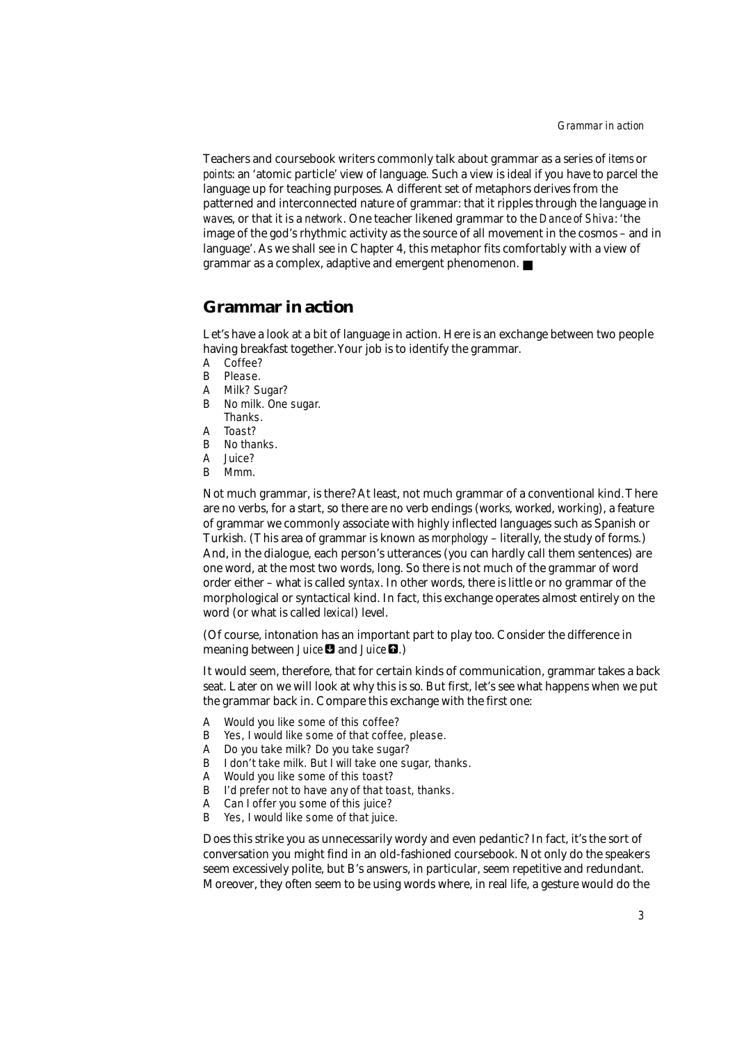Teachers and coursebook writers commonly talk about grammar as a series of *items* or *points*: an 'atomic particle' view of language. Such a view is ideal if you have to parcel the language up for teaching purposes. A different set of metaphors derives from the patterned and interconnected nature of grammar: that it ripples through the language in *waves*, or that it is a *network*. One teacher likened grammar to the *Dance of Shiva*: 'the image of the god's rhythmic activity as the source of all movement in the cosmos – and in language'. As we shall see in Chapter 4, this metaphor fits comfortably with a view of grammar as a complex, adaptive and emergent phenomenon. ■

## Grammar in action

Let's have a look at a bit of language in action. Here is an exchange between two people having breakfast together. Your job is to identify the grammar.

A *Coffee?*
B *Please.*
A *Milk? Sugar?*
B *No milk. One sugar.*
*Thanks.*
A *Toast?*
B *No thanks.*
A *Juice?*
B *Mmm.*

Not much grammar, is there? At least, not much grammar of a conventional kind. There are no verbs, for a start, so there are no verb endings (*works*, *worked*, *working*), a feature of grammar we commonly associate with highly inflected languages such as Spanish or Turkish. (This area of grammar is known as *morphology* – literally, the study of forms.) And, in the dialogue, each person's utterances (you can hardly call them sentences) are one word, at the most two words, long. So there is not much of the grammar of word order either – what is called *syntax*. In other words, there is little or no grammar of the morphological or syntactical kind. In fact, this exchange operates almost entirely on the word (or what is called *lexical*) level.

(Of course, intonation has an important part to play too. Consider the difference in meaning between *Juice* ⬇ and *Juice* ⬆.)

It would seem, therefore, that for certain kinds of communication, grammar takes a back seat. Later on we will look at why this is so. But first, let's see what happens when we put the grammar back in. Compare this exchange with the first one:

A *Would you like some of this coffee?*
B *Yes, I would like some of that coffee, please.*
A *Do you take milk? Do you take sugar?*
B *I don't take milk. But I will take one sugar, thanks.*
A *Would you like some of this toast?*
B *I'd prefer not to have any of that toast, thanks.*
A *Can I offer you some of this juice?*
B *Yes, I would like some of that juice.*

Does this strike you as unnecessarily wordy and even pedantic? In fact, it's the sort of conversation you might find in an old-fashioned coursebook. Not only do the speakers seem excessively polite, but B's answers, in particular, seem repetitive and redundant. Moreover, they often seem to be using words where, in real life, a gesture would do the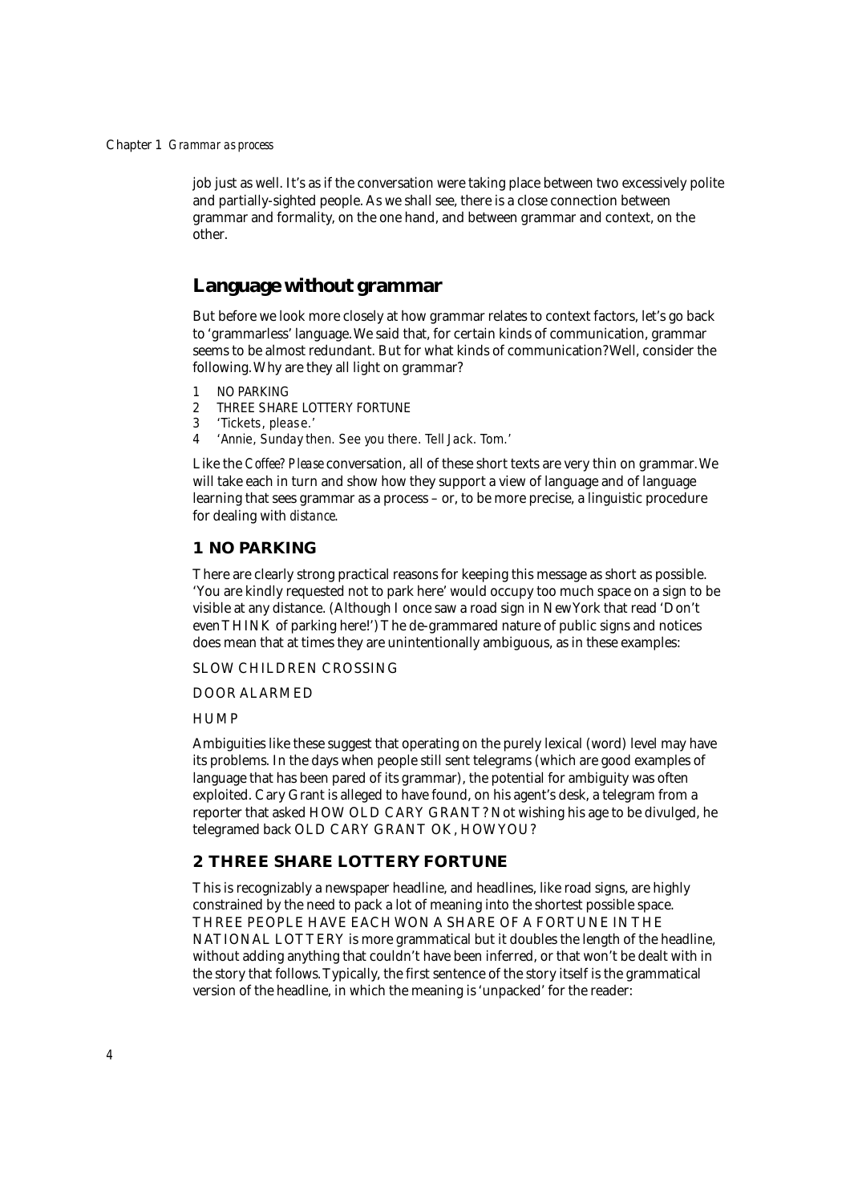job just as well. It's as if the conversation were taking place between two excessively polite and partially-sighted people. As we shall see, there is a close connection between grammar and formality, on the one hand, and between grammar and context, on the other.

## Language without grammar

But before we look more closely at how grammar relates to context factors, let's go back to 'grammarless' language. We said that, for certain kinds of communication, grammar seems to be almost redundant. But for what kinds of communication? Well, consider the following. Why are they all light on grammar?

1 *NO PARKING*
2 *THREE SHARE LOTTERY FORTUNE*
3 *'Tickets, please.'*
4 *'Annie, Sunday then. See you there. Tell Jack. Tom.'*

Like the *Coffee? Please* conversation, all of these short texts are very thin on grammar. We will take each in turn and show how they support a view of language and of language learning that sees grammar as a process – or, to be more precise, a linguistic procedure for dealing with *distance*.

### 1 NO PARKING

There are clearly strong practical reasons for keeping this message as short as possible. 'You are kindly requested not to park here' would occupy too much space on a sign to be visible at any distance. (Although I once saw a road sign in New York that read 'Don't even THINK of parking here!') The de-grammared nature of public signs and notices does mean that at times they are unintentionally ambiguous, as in these examples:

SLOW CHILDREN CROSSING

DOOR ALARMED

HUMP

Ambiguities like these suggest that operating on the purely lexical (word) level may have its problems. In the days when people still sent telegrams (which are good examples of language that has been pared of its grammar), the potential for ambiguity was often exploited. Cary Grant is alleged to have found, on his agent's desk, a telegram from a reporter that asked HOW OLD CARY GRANT? Not wishing his age to be divulged, he telegramed back OLD CARY GRANT OK, HOW YOU?

### 2 THREE SHARE LOTTERY FORTUNE

This is recognizably a newspaper headline, and headlines, like road signs, are highly constrained by the need to pack a lot of meaning into the shortest possible space. THREE PEOPLE HAVE EACH WON A SHARE OF A FORTUNE IN THE NATIONAL LOTTERY is more grammatical but it doubles the length of the headline, without adding anything that couldn't have been inferred, or that won't be dealt with in the story that follows. Typically, the first sentence of the story itself is the grammatical version of the headline, in which the meaning is 'unpacked' for the reader: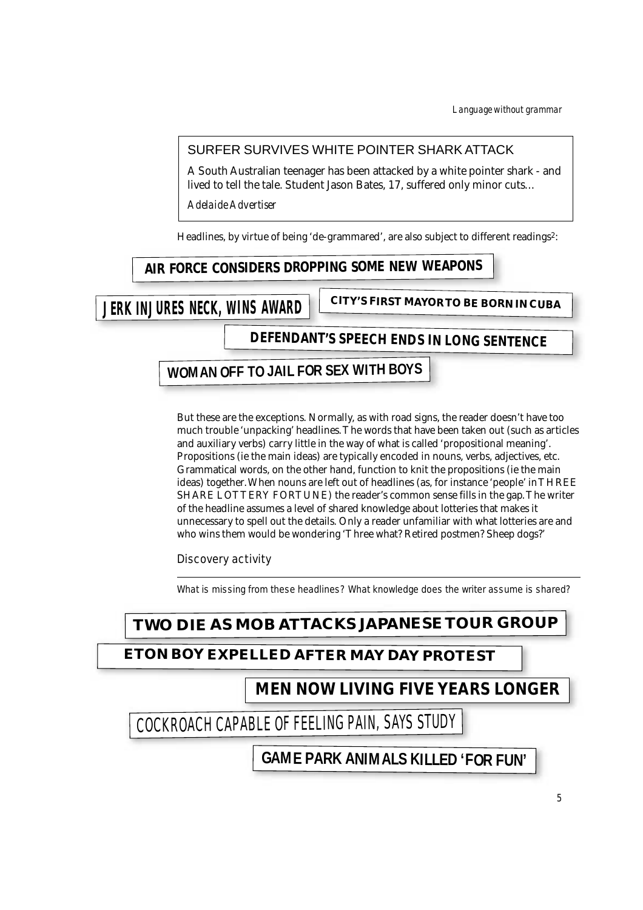SURFER SURVIVES WHITE POINTER SHARK ATTACK

A South Australian teenager has been attacked by a white pointer shark - and lived to tell the tale. Student Jason Bates, 17, suffered only minor cuts...

*Adelaide Advertiser*

Headlines, by virtue of being 'de-grammared', are also subject to different readings[2]:

**AIR FORCE CONSIDERS DROPPING SOME NEW WEAPONS**

**JERK INJURES NECK, WINS AWARD**

**CITY'S FIRST MAYOR TO BE BORN IN CUBA**

**DEFENDANT'S SPEECH ENDS IN LONG SENTENCE**

**WOMAN OFF TO JAIL FOR SEX WITH BOYS**

But these are the exceptions. Normally, as with road signs, the reader doesn't have too much trouble 'unpacking' headlines. The words that have been taken out (such as articles and auxiliary verbs) carry little in the way of what is called 'propositional meaning'. Propositions (ie the main ideas) are typically encoded in nouns, verbs, adjectives, etc. Grammatical words, on the other hand, function to knit the propositions (ie the main ideas) together. When nouns are left out of headlines (as, for instance 'people' in THREE SHARE LOTTERY FORTUNE) the reader's common sense fills in the gap. The writer of the headline assumes a level of shared knowledge about lotteries that makes it unnecessary to spell out the details. Only a reader unfamiliar with what lotteries are and who wins them would be wondering 'Three what? Retired postmen? Sheep dogs?'

### Discovery activity

*What is missing from these headlines? What knowledge does the writer assume is shared?*

**TWO DIE AS MOB ATTACKS JAPANESE TOUR GROUP**

**ETON BOY EXPELLED AFTER MAY DAY PROTEST**

**MEN NOW LIVING FIVE YEARS LONGER**

COCKROACH CAPABLE OF FEELING PAIN, SAYS STUDY

**GAME PARK ANIMALS KILLED 'FOR FUN'**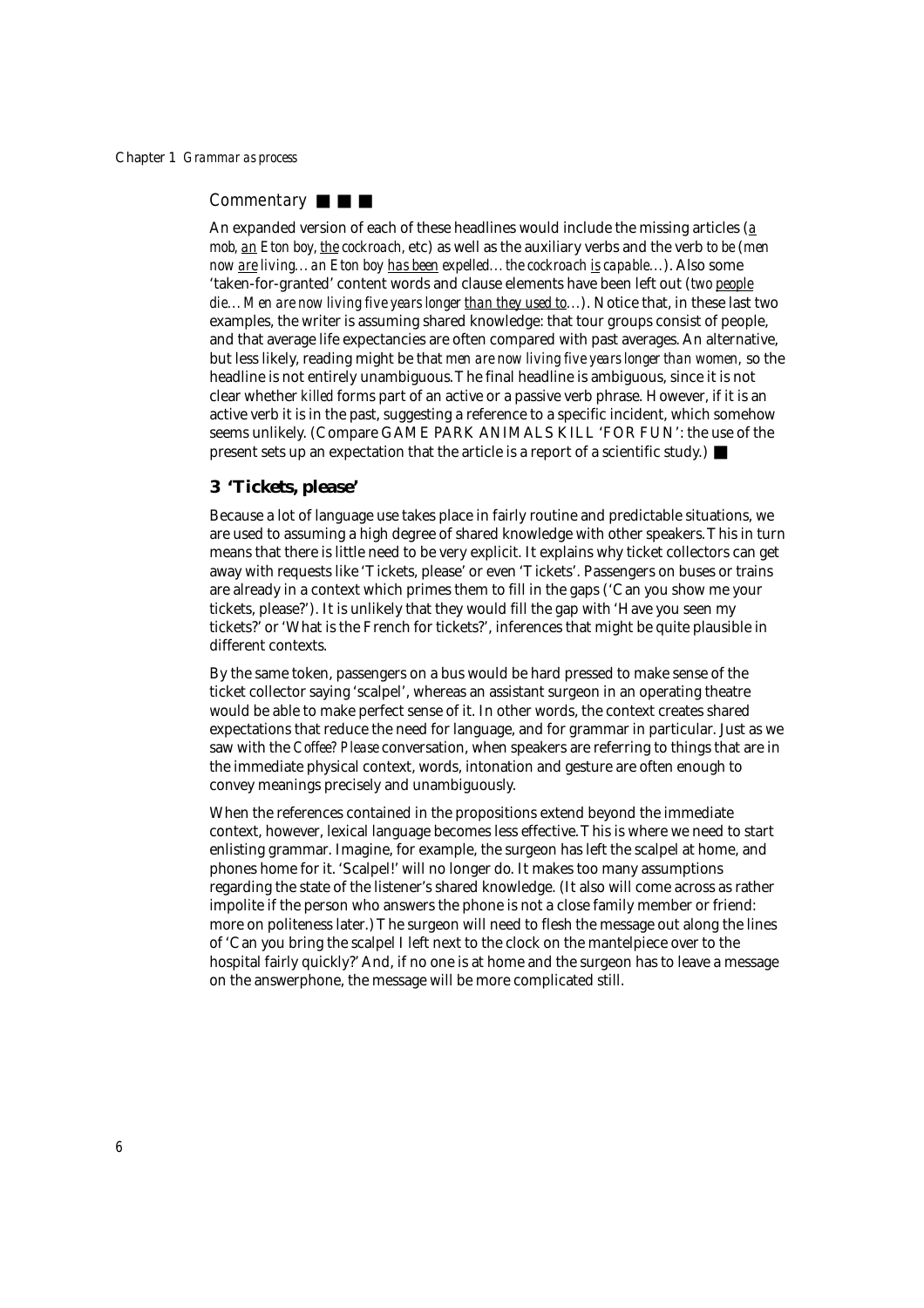### Commentary ■ ■ ■

An expanded version of each of these headlines would include the missing articles (*a mob, an Eton boy, the cockroach*, etc) as well as the auxiliary verbs and the verb *to be* (*men now are living... an Eton boy has been expelled... the cockroach is capable...*). Also some 'taken-for-granted' content words and clause elements have been left out (*two people die... Men are now living five years longer than they used to...*). Notice that, in these last two examples, the writer is assuming shared knowledge: that tour groups consist of people, and that average life expectancies are often compared with past averages. An alternative, but less likely, reading might be that *men are now living five years longer than women,* so the headline is not entirely unambiguous. The final headline is ambiguous, since it is not clear whether *killed* forms part of an active or a passive verb phrase. However, if it is an active verb it is in the past, suggesting a reference to a specific incident, which somehow seems unlikely. (Compare GAME PARK ANIMALS KILL 'FOR FUN': the use of the present sets up an expectation that the article is a report of a scientific study.) ■

## 3 'Tickets, please'

Because a lot of language use takes place in fairly routine and predictable situations, we are used to assuming a high degree of shared knowledge with other speakers. This in turn means that there is little need to be very explicit. It explains why ticket collectors can get away with requests like 'Tickets, please' or even 'Tickets'. Passengers on buses or trains are already in a context which primes them to fill in the gaps ('Can you show me your tickets, please?'). It is unlikely that they would fill the gap with 'Have you seen my tickets?' or 'What is the French for tickets?', inferences that might be quite plausible in different contexts.

By the same token, passengers on a bus would be hard pressed to make sense of the ticket collector saying 'scalpel', whereas an assistant surgeon in an operating theatre would be able to make perfect sense of it. In other words, the context creates shared expectations that reduce the need for language, and for grammar in particular. Just as we saw with the *Coffee? Please* conversation, when speakers are referring to things that are in the immediate physical context, words, intonation and gesture are often enough to convey meanings precisely and unambiguously.

When the references contained in the propositions extend beyond the immediate context, however, lexical language becomes less effective. This is where we need to start enlisting grammar. Imagine, for example, the surgeon has left the scalpel at home, and phones home for it. 'Scalpel!' will no longer do. It makes too many assumptions regarding the state of the listener's shared knowledge. (It also will come across as rather impolite if the person who answers the phone is not a close family member or friend: more on politeness later.) The surgeon will need to flesh the message out along the lines of 'Can you bring the scalpel I left next to the clock on the mantelpiece over to the hospital fairly quickly?' And, if no one is at home and the surgeon has to leave a message on the answerphone, the message will be more complicated still.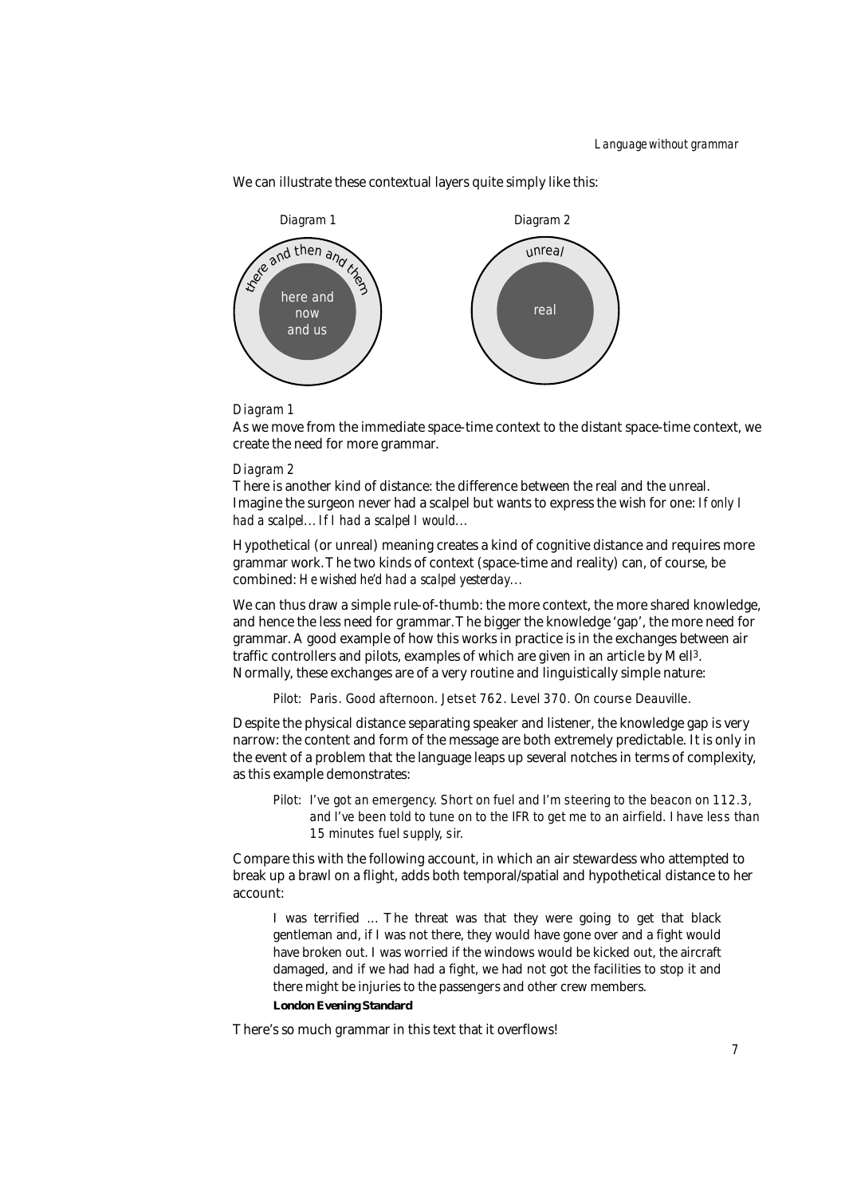We can illustrate these contextual layers quite simply like this:

Diagram 1

there and then and them

here and now and us

Diagram 2

unreal

real

*Diagram 1*

As we move from the immediate space-time context to the distant space-time context, we create the need for more grammar.

*Diagram 2*

There is another kind of distance: the difference between the real and the unreal. Imagine the surgeon never had a scalpel but wants to express the wish for one: *If only I had a scalpel... If I had a scalpel I would...*

Hypothetical (or unreal) meaning creates a kind of cognitive distance and requires more grammar work. The two kinds of context (space-time and reality) can, of course, be combined: *He wished he'd had a scalpel yesterday...*

We can thus draw a simple rule-of-thumb: the more context, the more shared knowledge, and hence the less need for grammar. The bigger the knowledge 'gap', the more need for grammar. A good example of how this works in practice is in the exchanges between air traffic controllers and pilots, examples of which are given in an article by Mell[3]. Normally, these exchanges are of a very routine and linguistically simple nature:

> Pilot: Paris. Good afternoon. Jetset 762. Level 370. On course Deauville.

Despite the physical distance separating speaker and listener, the knowledge gap is very narrow: the content and form of the message are both extremely predictable. It is only in the event of a problem that the language leaps up several notches in terms of complexity, as this example demonstrates:

> Pilot: I've got an emergency. Short on fuel and I'm steering to the beacon on 112.3, and I've been told to tune on to the IFR to get me to an airfield. I have less than 15 minutes fuel supply, sir.

Compare this with the following account, in which an air stewardess who attempted to break up a brawl on a flight, adds both temporal/spatial and hypothetical distance to her account:

> I was terrified ... The threat was that they were going to get that black gentleman and, if I was not there, they would have gone over and a fight would have broken out. I was worried if the windows would be kicked out, the aircraft damaged, and if we had had a fight, we had not got the facilities to stop it and there might be injuries to the passengers and other crew members.
>
> **London Evening Standard**

There's so much grammar in this text that it overflows!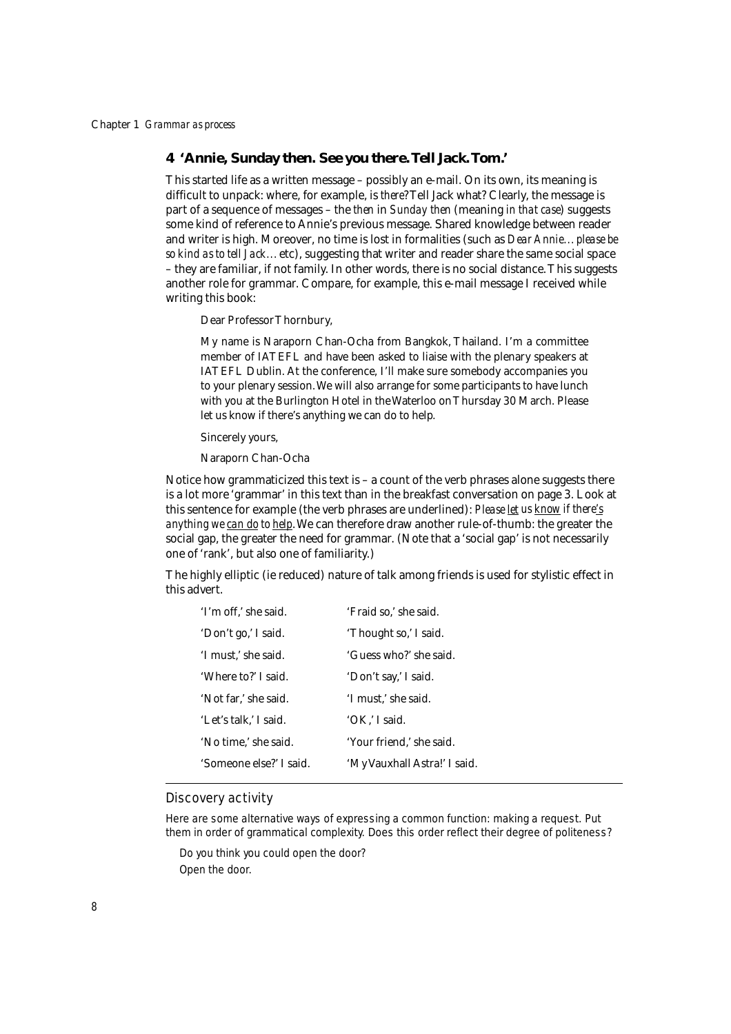## 4 'Annie, Sunday then. See you there. Tell Jack. Tom.'

This started life as a written message – possibly an e-mail. On its own, its meaning is difficult to unpack: where, for example, is *there*? Tell Jack what? Clearly, the message is part of a sequence of messages – the *then* in *Sunday then* (meaning *in that case*) suggests some kind of reference to Annie's previous message. Shared knowledge between reader and writer is high. Moreover, no time is lost in formalities (such as *Dear Annie... please be so kind as to tell Jack...* etc), suggesting that writer and reader share the same social space – they are familiar, if not family. In other words, there is no social distance. This suggests another role for grammar. Compare, for example, this e-mail message I received while writing this book:

> Dear Professor Thornbury,
>
> My name is Naraporn Chan-Ocha from Bangkok, Thailand. I'm a committee member of IATEFL and have been asked to liaise with the plenary speakers at IATEFL Dublin. At the conference, I'll make sure somebody accompanies you to your plenary session. We will also arrange for some participants to have lunch with you at the Burlington Hotel in the Waterloo on Thursday 30 March. Please let us know if there's anything we can do to help.
>
> Sincerely yours,
>
> Naraporn Chan-Ocha

Notice how grammaticized this text is – a count of the verb phrases alone suggests there is a lot more 'grammar' in this text than in the breakfast conversation on page 3. Look at this sentence for example (the verb phrases are underlined): *Please <u>let</u> us <u>know</u> if there<u>'s</u> anything we <u>can do</u> to* <u>help</u>. We can therefore draw another rule-of-thumb: the greater the social gap, the greater the need for grammar. (Note that a 'social gap' is not necessarily one of 'rank', but also one of familiarity.)

The highly elliptic (ie reduced) nature of talk among friends is used for stylistic effect in this advert.

| | |
|---|---|
| 'I'm off,' she said. | 'Fraid so,' she said. |
| 'Don't go,' I said. | 'Thought so,' I said. |
| 'I must,' she said. | 'Guess who?' she said. |
| 'Where to?' I said. | 'Don't say,' I said. |
| 'Not far,' she said. | 'I must,' she said. |
| 'Let's talk,' I said. | 'OK,' I said. |
| 'No time,' she said. | 'Your friend,' she said. |
| 'Someone else?' I said. | 'My Vauxhall Astra!' I said. |

---

### Discovery activity

*Here are some alternative ways of expressing a common function: making a request. Put them in order of grammatical complexity. Does this order reflect their degree of politeness?*

*Do you think you could open the door?*
*Open the door.*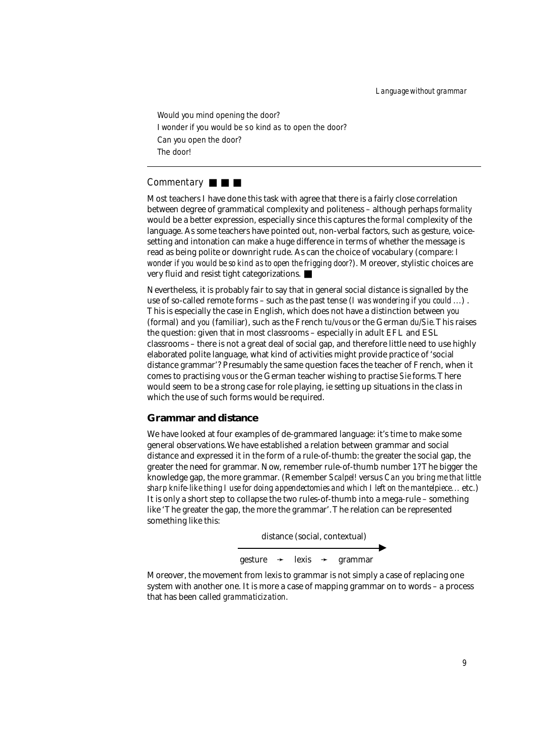*Would you mind opening the door?*
*I wonder if you would be so kind as to open the door?*
*Can you open the door?*
*The door!*

---

Commentary ■ ■ ■

Most teachers I have done this task with agree that there is a fairly close correlation between degree of grammatical complexity and politeness – although perhaps *formality* would be a better expression, especially since this captures the *formal* complexity of the language. As some teachers have pointed out, non-verbal factors, such as gesture, voice-setting and intonation can make a huge difference in terms of whether the message is read as being polite or downright rude. As can the choice of vocabulary (compare: *I wonder if you would be so kind as to open the frigging door?*). Moreover, stylistic choices are very fluid and resist tight categorizations. ■

Nevertheless, it is probably fair to say that in general social distance is signalled by the use of so-called remote forms – such as the past tense (*I was wondering if you could ...*) . This is especially the case in English, which does not have a distinction between *you* (formal) and *you* (familiar), such as the French *tu/vous* or the German *du/Sie*. This raises the question: given that in most classrooms – especially in adult EFL and ESL classrooms – there is not a great deal of social gap, and therefore little need to use highly elaborated polite language, what kind of activities might provide practice of 'social distance grammar'? Presumably the same question faces the teacher of French, when it comes to practising *vous* or the German teacher wishing to practise *Sie* forms. There would seem to be a strong case for role playing, ie setting up situations in the class in which the use of such forms would be required.

### Grammar and distance

We have looked at four examples of de-grammared language: it's time to make some general observations. We have established a relation between grammar and social distance and expressed it in the form of a rule-of-thumb: the greater the social gap, the greater the need for grammar. Now, remember rule-of-thumb number 1? The bigger the knowledge gap, the more grammar. (Remember *Scalpel!* versus *Can you bring me that little sharp knife-like thing I use for doing appendectomies and which I left on the mantelpiece...* etc.) It is only a short step to collapse the two rules-of-thumb into a mega-rule – something like 'The greater the gap, the more the grammar'. The relation can be represented something like this:

distance (social, contextual)

gesture → lexis → grammar

Moreover, the movement from lexis to grammar is not simply a case of replacing one system with another one. It is more a case of mapping grammar on to words – a process that has been called *grammaticization*.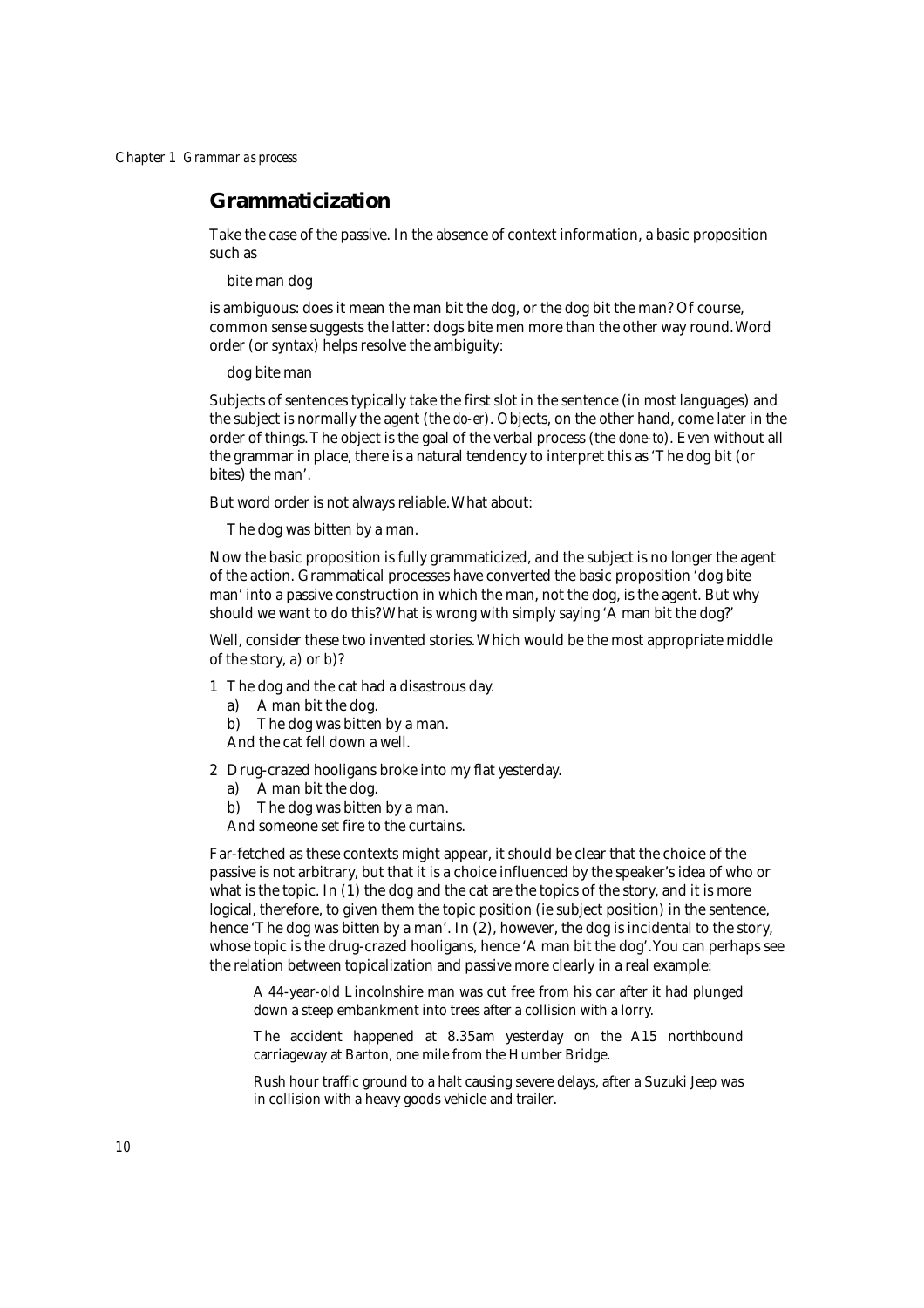## Grammaticization

Take the case of the passive. In the absence of context information, a basic proposition such as

bite man dog

is ambiguous: does it mean the man bit the dog, or the dog bit the man? Of course, common sense suggests the latter: dogs bite men more than the other way round. Word order (or syntax) helps resolve the ambiguity:

dog bite man

Subjects of sentences typically take the first slot in the sentence (in most languages) and the subject is normally the agent (the *do-er*). Objects, on the other hand, come later in the order of things. The object is the goal of the verbal process (the *done-to*). Even without all the grammar in place, there is a natural tendency to interpret this as 'The dog bit (or bites) the man'.

But word order is not always reliable. What about:

The dog was bitten by a man.

Now the basic proposition is fully grammaticized, and the subject is no longer the agent of the action. Grammatical processes have converted the basic proposition 'dog bite man' into a passive construction in which the man, not the dog, is the agent. But why should we want to do this? What is wrong with simply saying 'A man bit the dog?'

Well, consider these two invented stories. Which would be the most appropriate middle of the story, a) or b)?

1 The dog and the cat had a disastrous day.
   a) A man bit the dog.
   b) The dog was bitten by a man.
   And the cat fell down a well.

2 Drug-crazed hooligans broke into my flat yesterday.
   a) A man bit the dog.
   b) The dog was bitten by a man.
   And someone set fire to the curtains.

Far-fetched as these contexts might appear, it should be clear that the choice of the passive is not arbitrary, but that it is a choice influenced by the speaker's idea of who or what is the topic. In (1) the dog and the cat are the topics of the story, and it is more logical, therefore, to given them the topic position (ie subject position) in the sentence, hence 'The dog was bitten by a man'. In (2), however, the dog is incidental to the story, whose topic is the drug-crazed hooligans, hence 'A man bit the dog'. You can perhaps see the relation between topicalization and passive more clearly in a real example:

> A 44-year-old Lincolnshire man was cut free from his car after it had plunged down a steep embankment into trees after a collision with a lorry.
>
> The accident happened at 8.35am yesterday on the A15 northbound carriageway at Barton, one mile from the Humber Bridge.
>
> Rush hour traffic ground to a halt causing severe delays, after a Suzuki Jeep was in collision with a heavy goods vehicle and trailer.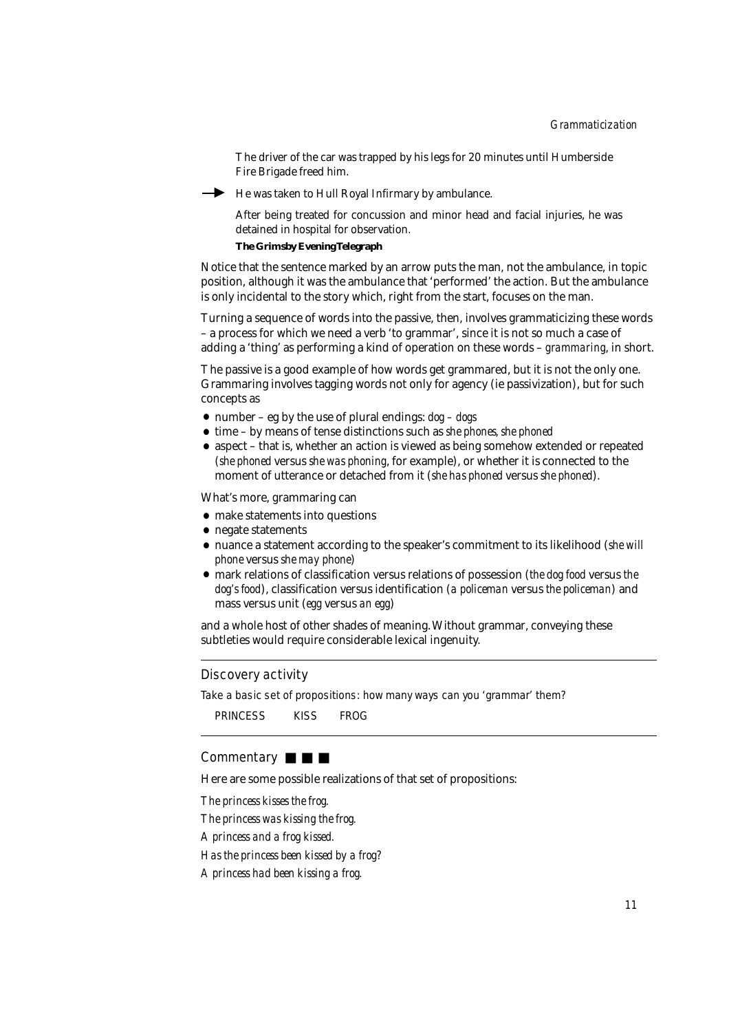The driver of the car was trapped by his legs for 20 minutes until Humberside Fire Brigade freed him.

→ He was taken to Hull Royal Infirmary by ambulance.

After being treated for concussion and minor head and facial injuries, he was detained in hospital for observation.

**The Grimsby Evening Telegraph**

Notice that the sentence marked by an arrow puts the man, not the ambulance, in topic position, although it was the ambulance that 'performed' the action. But the ambulance is only incidental to the story which, right from the start, focuses on the man.

Turning a sequence of words into the passive, then, involves grammaticizing these words – a process for which we need a verb 'to grammar', since it is not so much a case of adding a 'thing' as performing a kind of operation on these words – *grammaring*, in short.

The passive is a good example of how words get grammared, but it is not the only one. Grammaring involves tagging words not only for agency (ie passivization), but for such concepts as

- number – eg by the use of plural endings: *dog – dogs*
- time – by means of tense distinctions such as *she phones*, *she phoned*
- aspect – that is, whether an action is viewed as being somehow extended or repeated (*she phoned* versus *she was phoning*, for example), or whether it is connected to the moment of utterance or detached from it (*she has phoned* versus *she phoned*).

What's more, grammaring can

- make statements into questions
- negate statements
- nuance a statement according to the speaker's commitment to its likelihood (*she will phone* versus *she may phone*)
- mark relations of classification versus relations of possession (*the dog food* versus *the dog's food*), classification versus identification (*a policeman* versus *the policeman*) and mass versus unit (*egg* versus *an egg*)

and a whole host of other shades of meaning. Without grammar, conveying these subtleties would require considerable lexical ingenuity.

## Discovery activity

*Take a basic set of propositions: how many ways can you 'grammar' them?*

PRINCESS KISS FROG

## Commentary ■ ■ ■

Here are some possible realizations of that set of propositions:

*The princess kisses the frog.*

*The princess was kissing the frog.*

*A princess and a frog kissed.*

*Has the princess been kissed by a frog?*

*A princess had been kissing a frog.*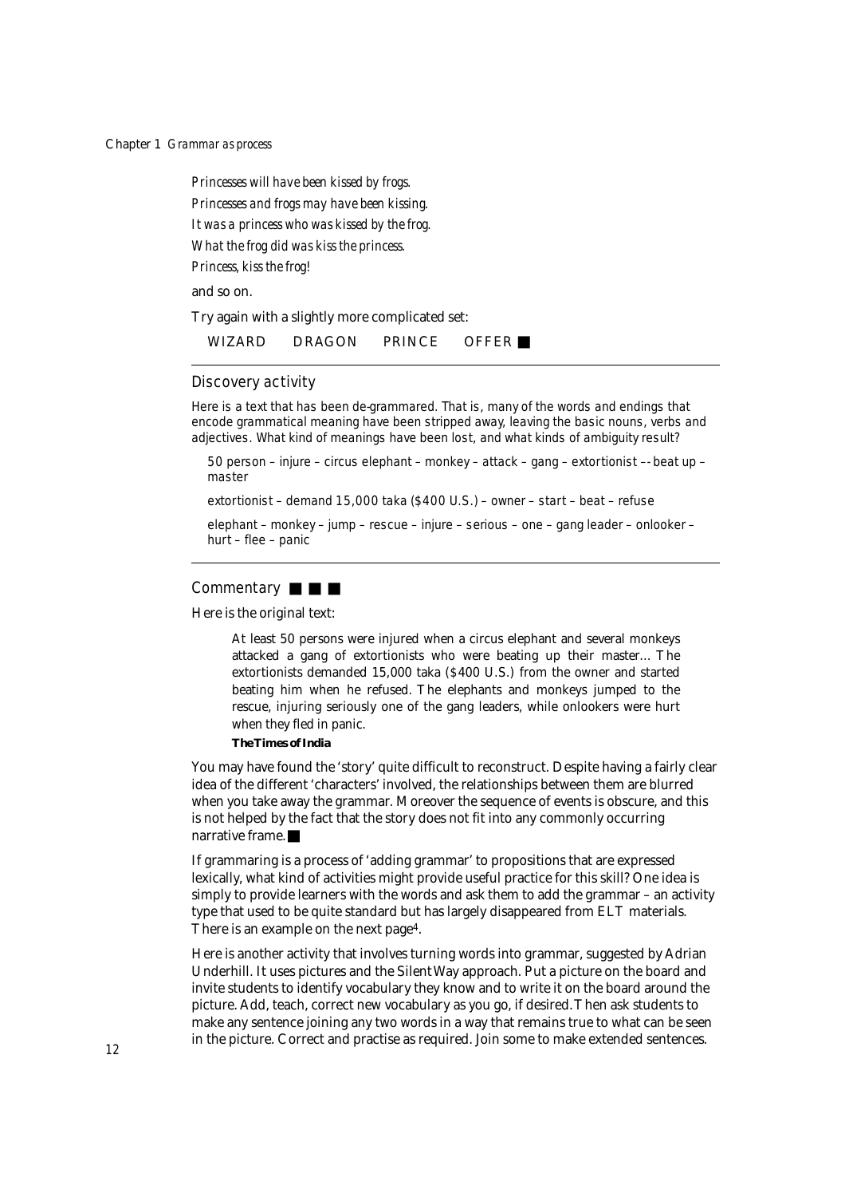*Princesses will have been kissed by frogs.*

*Princesses and frogs may have been kissing.*

*It was a princess who was kissed by the frog.*

*What the frog did was kiss the princess.*

*Princess, kiss the frog!*

and so on.

Try again with a slightly more complicated set:

WIZARD DRAGON PRINCE OFFER ■

---

### Discovery activity

*Here is a text that has been de-grammared. That is, many of the words and endings that encode grammatical meaning have been stripped away, leaving the basic nouns, verbs and adjectives. What kind of meanings have been lost, and what kinds of ambiguity result?*

50 person – injure – circus elephant – monkey – attack – gang – extortionist –- beat up – master

extortionist – demand 15,000 taka ($400 U.S.) – owner – start – beat – refuse

elephant – monkey – jump – rescue – injure – serious – one – gang leader – onlooker – hurt – flee – panic

---

### Commentary ■ ■ ■

Here is the original text:

> At least 50 persons were injured when a circus elephant and several monkeys attacked a gang of extortionists who were beating up their master... The extortionists demanded 15,000 taka ($400 U.S.) from the owner and started beating him when he refused. The elephants and monkeys jumped to the rescue, injuring seriously one of the gang leaders, while onlookers were hurt when they fled in panic.
>
> **The Times of India**

You may have found the 'story' quite difficult to reconstruct. Despite having a fairly clear idea of the different 'characters' involved, the relationships between them are blurred when you take away the grammar. Moreover the sequence of events is obscure, and this is not helped by the fact that the story does not fit into any commonly occurring narrative frame. ■

If grammaring is a process of 'adding grammar' to propositions that are expressed lexically, what kind of activities might provide useful practice for this skill? One idea is simply to provide learners with the words and ask them to add the grammar – an activity type that used to be quite standard but has largely disappeared from ELT materials. There is an example on the next page[4].

Here is another activity that involves turning words into grammar, suggested by Adrian Underhill. It uses pictures and the Silent Way approach. Put a picture on the board and invite students to identify vocabulary they know and to write it on the board around the picture. Add, teach, correct new vocabulary as you go, if desired. Then ask students to make any sentence joining any two words in a way that remains true to what can be seen in the picture. Correct and practise as required. Join some to make extended sentences.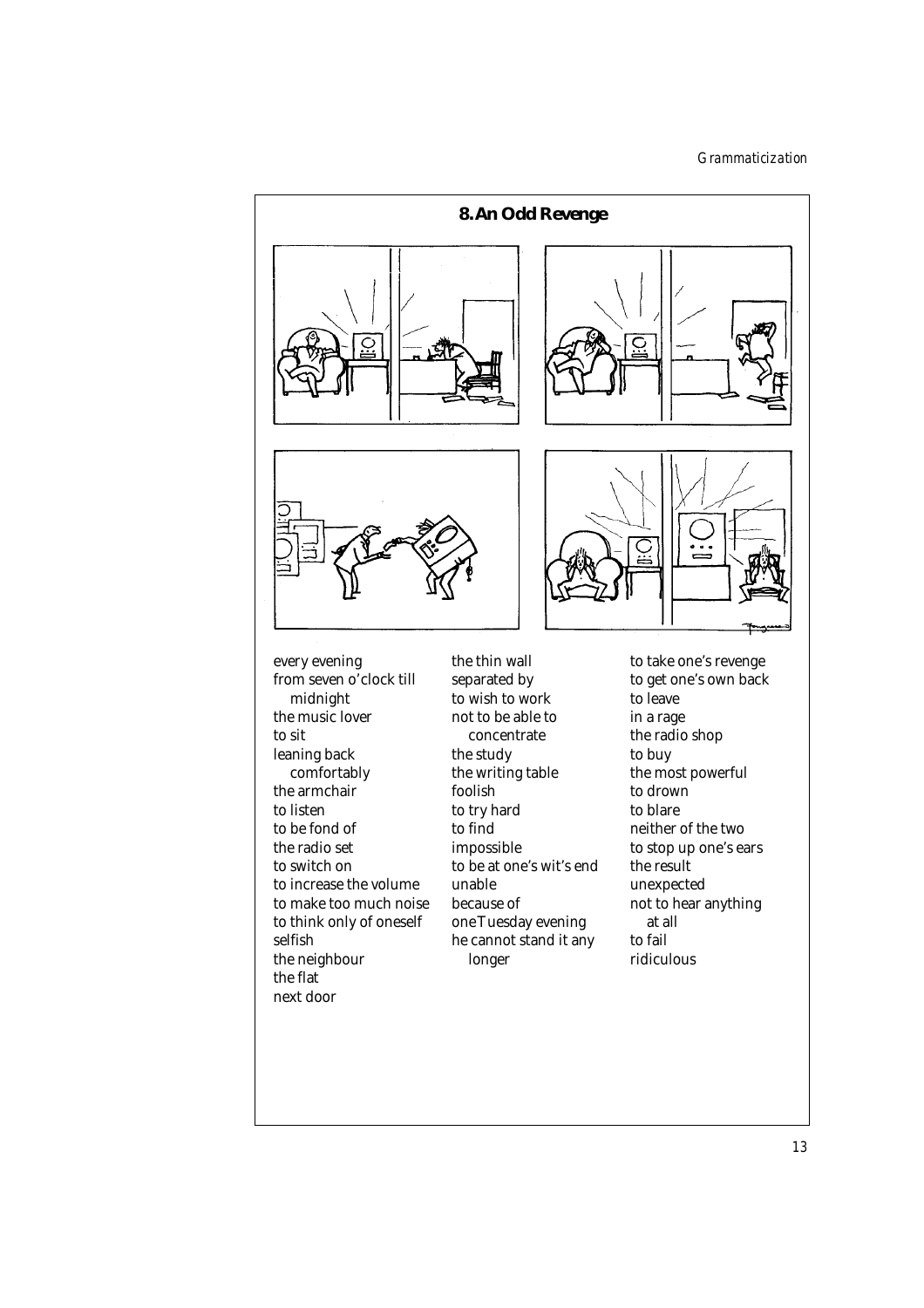## 8. An Odd Revenge

every evening
from seven o'clock till midnight
the music lover
to sit
leaning back comfortably
the armchair
to listen
to be fond of
the radio set
to switch on
to increase the volume
to make too much noise
to think only of oneself
selfish
the neighbour
the flat
next door
the thin wall
separated by
to wish to work
not to be able to concentrate
the study
the writing table
foolish
to try hard
to find
impossible
to be at one's wit's end
unable
because of
one Tuesday evening
he cannot stand it any longer
to take one's revenge
to get one's own back
to leave
in a rage
the radio shop
to buy
the most powerful
to drown
to blare
neither of the two
to stop up one's ears
the result
unexpected
not to hear anything at all
to fail
ridiculous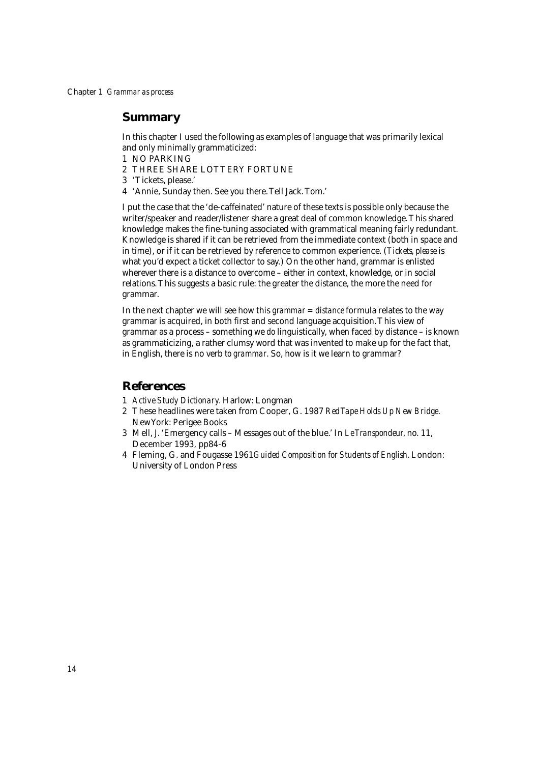## Summary

In this chapter I used the following as examples of language that was primarily lexical and only minimally grammaticized:

1 NO PARKING
2 THREE SHARE LOTTERY FORTUNE
3 'Tickets, please.'
4 'Annie, Sunday then. See you there. Tell Jack. Tom.'

I put the case that the 'de-caffeinated' nature of these texts is possible only because the writer/speaker and reader/listener share a great deal of common knowledge. This shared knowledge makes the fine-tuning associated with grammatical meaning fairly redundant. Knowledge is shared if it can be retrieved from the immediate context (both in space and in time), or if it can be retrieved by reference to common experience. (*Tickets, please* is what you'd expect a ticket collector to say.) On the other hand, grammar is enlisted wherever there is a distance to overcome – either in context, knowledge, or in social relations. This suggests a basic rule: the greater the distance, the more the need for grammar.

In the next chapter we will see how this *grammar = distance* formula relates to the way grammar is acquired, in both first and second language acquisition. This view of grammar as a process – something we *do* linguistically, when faced by distance – is known as grammaticizing, a rather clumsy word that was invented to make up for the fact that, in English, there is no verb *to grammar*. So, how is it we learn to grammar?

## References

1 *Active Study Dictionary.* Harlow: Longman
2 These headlines were taken from Cooper, G. 1987 *Red Tape Holds Up New Bridge.* New York: Perigee Books
3 Mell, J. 'Emergency calls – Messages out of the blue.' In *Le Transpondeur,* no. 11, December 1993, pp84-6
4 Fleming, G. and Fougasse 1961 *Guided Composition for Students of English.* London: University of London Press